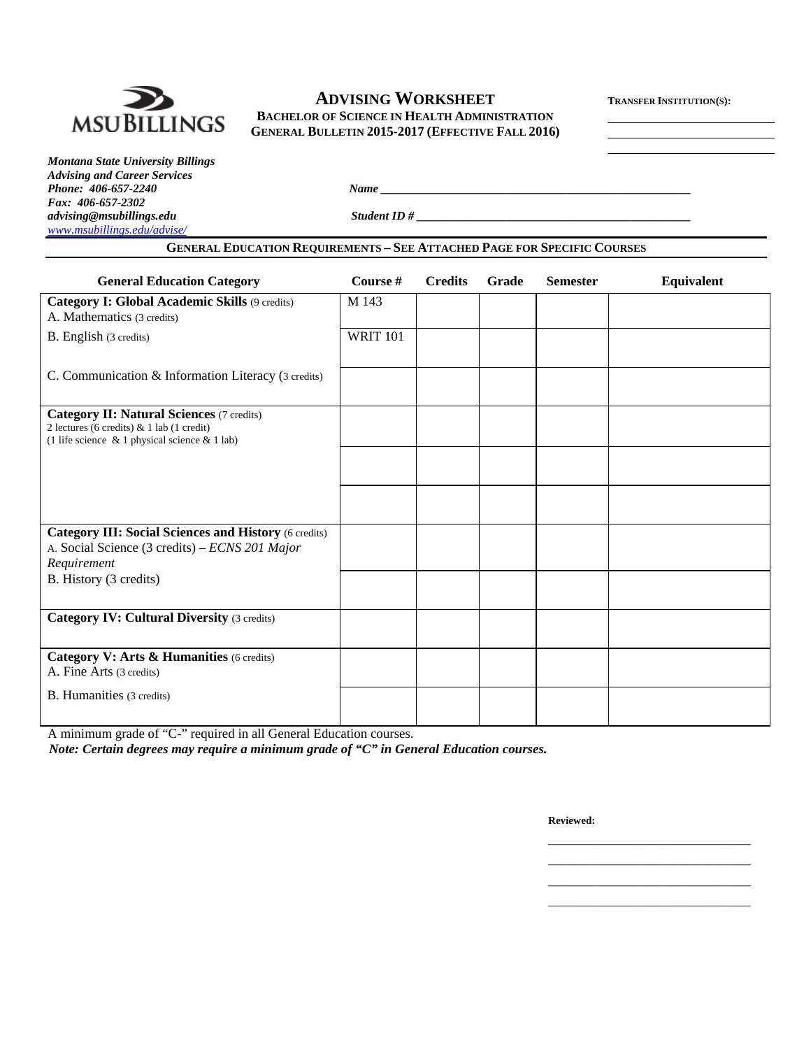# ADVISING WORKSHEET

**BACHELOR OF SCIENCE IN HEALTH ADMINISTRATION**
**GENERAL BULLETIN 2015-2017 (EFFECTIVE FALL 2016)**

**TRANSFER INSTITUTION(S):** ____________________

***Montana State University Billings***
***Advising and Career Services***
***Phone: 406-657-2240***
***Fax: 406-657-2302***
***advising@msubillings.edu***
*www.msubillings.edu/advise/*

***Name*** ______________________________________________

***Student ID #*** ________________________________________

## GENERAL EDUCATION REQUIREMENTS – SEE ATTACHED PAGE FOR SPECIFIC COURSES

| General Education Category | Course # | Credits | Grade | Semester | Equivalent |
|---|---|---|---|---|---|
| **Category I: Global Academic Skills** (9 credits) A. Mathematics (3 credits) | M 143 | | | | |
| B. English (3 credits) | WRIT 101 | | | | |
| C. Communication & Information Literacy (3 credits) | | | | | |
| **Category II: Natural Sciences** (7 credits) 2 lectures (6 credits) & 1 lab (1 credit) (1 life science & 1 physical science & 1 lab) | | | | | |
| | | | | | |
| | | | | | |
| **Category III: Social Sciences and History** (6 credits) A. Social Science (3 credits) – *ECNS 201 Major Requirement* | | | | | |
| B. History (3 credits) | | | | | |
| **Category IV: Cultural Diversity** (3 credits) | | | | | |
| **Category V: Arts & Humanities** (6 credits) A. Fine Arts (3 credits) | | | | | |
| B. Humanities (3 credits) | | | | | |

A minimum grade of "C-" required in all General Education courses.
***Note: Certain degrees may require a minimum grade of "C" in General Education courses.***

**Reviewed:**

______________________________

______________________________

______________________________

______________________________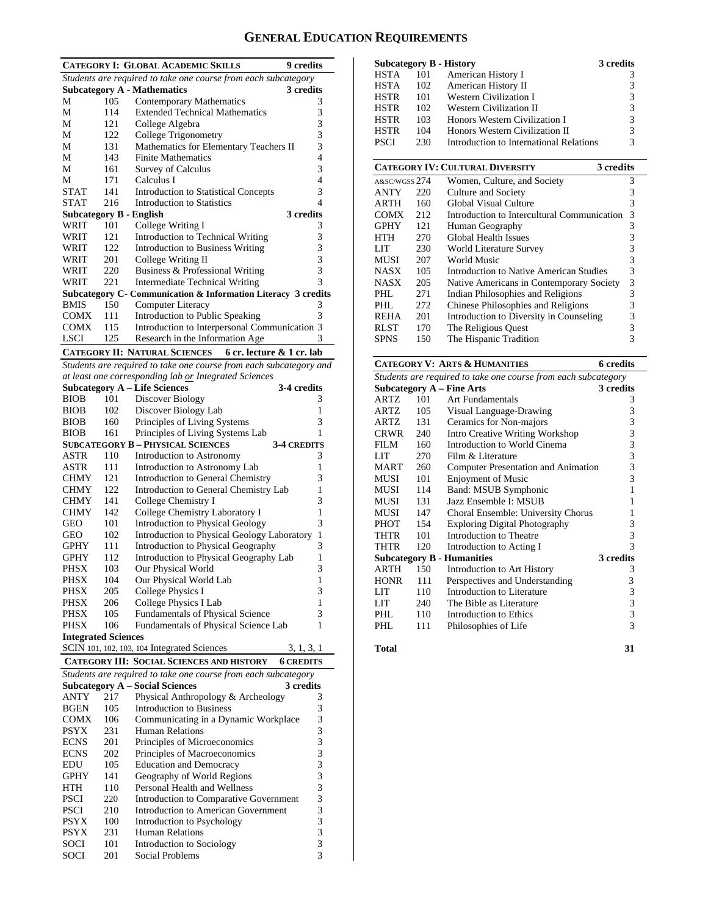# General Education Requirements

## Category I: Global Academic Skills — 9 credits

*Students are required to take one course from each subcategory*

**Subcategory A - Mathematics** — 3 credits

| | | | |
|---|---|---|---|
| M | 105 | Contemporary Mathematics | 3 |
| M | 114 | Extended Technical Mathematics | 3 |
| M | 121 | College Algebra | 3 |
| M | 122 | College Trigonometry | 3 |
| M | 131 | Mathematics for Elementary Teachers II | 3 |
| M | 143 | Finite Mathematics | 4 |
| M | 161 | Survey of Calculus | 3 |
| M | 171 | Calculus I | 4 |
| STAT | 141 | Introduction to Statistical Concepts | 3 |
| STAT | 216 | Introduction to Statistics | 4 |

**Subcategory B - English** — 3 credits

| | | | |
|---|---|---|---|
| WRIT | 101 | College Writing I | 3 |
| WRIT | 121 | Introduction to Technical Writing | 3 |
| WRIT | 122 | Introduction to Business Writing | 3 |
| WRIT | 201 | College Writing II | 3 |
| WRIT | 220 | Business & Professional Writing | 3 |
| WRIT | 221 | Intermediate Technical Writing | 3 |

**Subcategory C- Communication & Information Literacy** — 3 credits

| | | | |
|---|---|---|---|
| BMIS | 150 | Computer Literacy | 3 |
| COMX | 111 | Introduction to Public Speaking | 3 |
| COMX | 115 | Introduction to Interpersonal Communication | 3 |
| LSCI | 125 | Research in the Information Age | 3 |

## Category II: Natural Sciences — 6 cr. lecture & 1 cr. lab

*Students are required to take one course from each subcategory and at least one corresponding lab or Integrated Sciences*

**Subcategory A – Life Sciences** — 3-4 credits

| | | | |
|---|---|---|---|
| BIOB | 101 | Discover Biology | 3 |
| BIOB | 102 | Discover Biology Lab | 1 |
| BIOB | 160 | Principles of Living Systems | 3 |
| BIOB | 161 | Principles of Living Systems Lab | 1 |

**Subcategory B – Physical Sciences** — 3-4 credits

| | | | |
|---|---|---|---|
| ASTR | 110 | Introduction to Astronomy | 3 |
| ASTR | 111 | Introduction to Astronomy Lab | 1 |
| CHMY | 121 | Introduction to General Chemistry | 3 |
| CHMY | 122 | Introduction to General Chemistry Lab | 1 |
| CHMY | 141 | College Chemistry I | 3 |
| CHMY | 142 | College Chemistry Laboratory I | 1 |
| GEO | 101 | Introduction to Physical Geology | 3 |
| GEO | 102 | Introduction to Physical Geology Laboratory | 1 |
| GPHY | 111 | Introduction to Physical Geography | 3 |
| GPHY | 112 | Introduction to Physical Geography Lab | 1 |
| PHSX | 103 | Our Physical World | 3 |
| PHSX | 104 | Our Physical World Lab | 1 |
| PHSX | 205 | College Physics I | 3 |
| PHSX | 206 | College Physics I Lab | 1 |
| PHSX | 105 | Fundamentals of Physical Science | 3 |
| PHSX | 106 | Fundamentals of Physical Science Lab | 1 |

**Integrated Sciences**

| | | | |
|---|---|---|---|
| SCIN | 101, 102, 103, 104 | Integrated Sciences | 3, 1, 3, 1 |

## Category III: Social Sciences and History — 6 credits

*Students are required to take one course from each subcategory*

**Subcategory A – Social Sciences** — 3 credits

| | | | |
|---|---|---|---|
| ANTY | 217 | Physical Anthropology & Archeology | 3 |
| BGEN | 105 | Introduction to Business | 3 |
| COMX | 106 | Communicating in a Dynamic Workplace | 3 |
| PSYX | 231 | Human Relations | 3 |
| ECNS | 201 | Principles of Microeconomics | 3 |
| ECNS | 202 | Principles of Macroeconomics | 3 |
| EDU | 105 | Education and Democracy | 3 |
| GPHY | 141 | Geography of World Regions | 3 |
| HTH | 110 | Personal Health and Wellness | 3 |
| PSCI | 220 | Introduction to Comparative Government | 3 |
| PSCI | 210 | Introduction to American Government | 3 |
| PSYX | 100 | Introduction to Psychology | 3 |
| PSYX | 231 | Human Relations | 3 |
| SOCI | 101 | Introduction to Sociology | 3 |
| SOCI | 201 | Social Problems | 3 |

**Subcategory B - History** — 3 credits

| | | | |
|---|---|---|---|
| HSTA | 101 | American History I | 3 |
| HSTA | 102 | American History II | 3 |
| HSTR | 101 | Western Civilization I | 3 |
| HSTR | 102 | Western Civilization II | 3 |
| HSTR | 103 | Honors Western Civilization I | 3 |
| HSTR | 104 | Honors Western Civilization II | 3 |
| PSCI | 230 | Introduction to International Relations | 3 |

## Category IV: Cultural Diversity — 3 credits

| | | | |
|---|---|---|---|
| A&SC/WGSS | 274 | Women, Culture, and Society | 3 |
| ANTY | 220 | Culture and Society | 3 |
| ARTH | 160 | Global Visual Culture | 3 |
| COMX | 212 | Introduction to Intercultural Communication | 3 |
| GPHY | 121 | Human Geography | 3 |
| HTH | 270 | Global Health Issues | 3 |
| LIT | 230 | World Literature Survey | 3 |
| MUSI | 207 | World Music | 3 |
| NASX | 105 | Introduction to Native American Studies | 3 |
| NASX | 205 | Native Americans in Contemporary Society | 3 |
| PHL | 271 | Indian Philosophies and Religions | 3 |
| PHL | 272 | Chinese Philosophies and Religions | 3 |
| REHA | 201 | Introduction to Diversity in Counseling | 3 |
| RLST | 170 | The Religious Quest | 3 |
| SPNS | 150 | The Hispanic Tradition | 3 |

## Category V: Arts & Humanities — 6 credits

*Students are required to take one course from each subcategory*

**Subcategory A – Fine Arts** — 3 credits

| | | | |
|---|---|---|---|
| ARTZ | 101 | Art Fundamentals | 3 |
| ARTZ | 105 | Visual Language-Drawing | 3 |
| ARTZ | 131 | Ceramics for Non-majors | 3 |
| CRWR | 240 | Intro Creative Writing Workshop | 3 |
| FILM | 160 | Introduction to World Cinema | 3 |
| LIT | 270 | Film & Literature | 3 |
| MART | 260 | Computer Presentation and Animation | 3 |
| MUSI | 101 | Enjoyment of Music | 3 |
| MUSI | 114 | Band: MSUB Symphonic | 1 |
| MUSI | 131 | Jazz Ensemble I: MSUB | 1 |
| MUSI | 147 | Choral Ensemble: University Chorus | 1 |
| PHOT | 154 | Exploring Digital Photography | 3 |
| THTR | 101 | Introduction to Theatre | 3 |
| THTR | 120 | Introduction to Acting I | 3 |

**Subcategory B - Humanities** — 3 credits

| | | | |
|---|---|---|---|
| ARTH | 150 | Introduction to Art History | 3 |
| HONR | 111 | Perspectives and Understanding | 3 |
| LIT | 110 | Introduction to Literature | 3 |
| LIT | 240 | The Bible as Literature | 3 |
| PHL | 110 | Introduction to Ethics | 3 |
| PHL | 111 | Philosophies of Life | 3 |

**Total** — **31**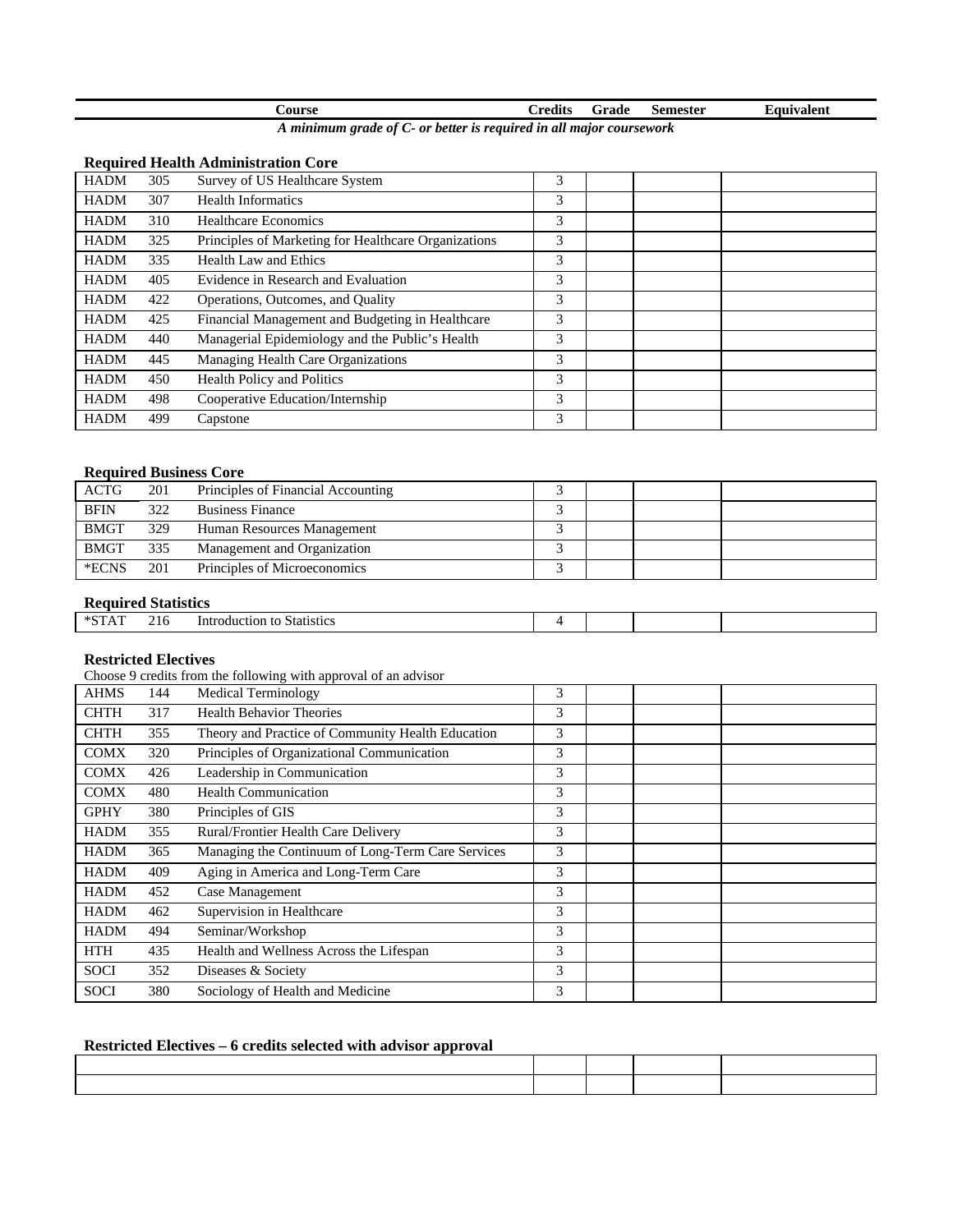| Course | | | Credits | Grade | Semester | Equivalent |
|---|---|---|---|---|---|---|

*A minimum grade of C- or better is required in all major coursework*

**Required Health Administration Core**

| | | | | | | |
|---|---|---|---|---|---|---|
| HADM | 305 | Survey of US Healthcare System | 3 | | | |
| HADM | 307 | Health Informatics | 3 | | | |
| HADM | 310 | Healthcare Economics | 3 | | | |
| HADM | 325 | Principles of Marketing for Healthcare Organizations | 3 | | | |
| HADM | 335 | Health Law and Ethics | 3 | | | |
| HADM | 405 | Evidence in Research and Evaluation | 3 | | | |
| HADM | 422 | Operations, Outcomes, and Quality | 3 | | | |
| HADM | 425 | Financial Management and Budgeting in Healthcare | 3 | | | |
| HADM | 440 | Managerial Epidemiology and the Public's Health | 3 | | | |
| HADM | 445 | Managing Health Care Organizations | 3 | | | |
| HADM | 450 | Health Policy and Politics | 3 | | | |
| HADM | 498 | Cooperative Education/Internship | 3 | | | |
| HADM | 499 | Capstone | 3 | | | |

**Required Business Core**

| | | | | | | |
|---|---|---|---|---|---|---|
| ACTG | 201 | Principles of Financial Accounting | 3 | | | |
| BFIN | 322 | Business Finance | 3 | | | |
| BMGT | 329 | Human Resources Management | 3 | | | |
| BMGT | 335 | Management and Organization | 3 | | | |
| *ECNS | 201 | Principles of Microeconomics | 3 | | | |

**Required Statistics**

| | | | | | | |
|---|---|---|---|---|---|---|
| *STAT | 216 | Introduction to Statistics | 4 | | | |

**Restricted Electives**

Choose 9 credits from the following with approval of an advisor

| | | | | | | |
|---|---|---|---|---|---|---|
| AHMS | 144 | Medical Terminology | 3 | | | |
| CHTH | 317 | Health Behavior Theories | 3 | | | |
| CHTH | 355 | Theory and Practice of Community Health Education | 3 | | | |
| COMX | 320 | Principles of Organizational Communication | 3 | | | |
| COMX | 426 | Leadership in Communication | 3 | | | |
| COMX | 480 | Health Communication | 3 | | | |
| GPHY | 380 | Principles of GIS | 3 | | | |
| HADM | 355 | Rural/Frontier Health Care Delivery | 3 | | | |
| HADM | 365 | Managing the Continuum of Long-Term Care Services | 3 | | | |
| HADM | 409 | Aging in America and Long-Term Care | 3 | | | |
| HADM | 452 | Case Management | 3 | | | |
| HADM | 462 | Supervision in Healthcare | 3 | | | |
| HADM | 494 | Seminar/Workshop | 3 | | | |
| HTH | 435 | Health and Wellness Across the Lifespan | 3 | | | |
| SOCI | 352 | Diseases & Society | 3 | | | |
| SOCI | 380 | Sociology of Health and Medicine | 3 | | | |

**Restricted Electives – 6 credits selected with advisor approval**

| | | | | |
|---|---|---|---|---|
| | | | | |
| | | | | |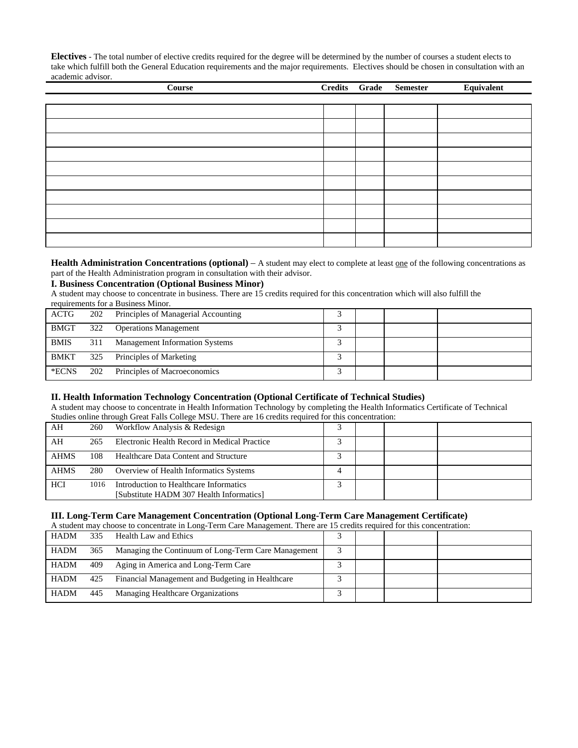**Electives** - The total number of elective credits required for the degree will be determined by the number of courses a student elects to take which fulfill both the General Education requirements and the major requirements. Electives should be chosen in consultation with an academic advisor.

| Course | Credits | Grade | Semester | Equivalent |
|---|---|---|---|---|
| | | | | |
| | | | | |
| | | | | |
| | | | | |
| | | | | |
| | | | | |
| | | | | |
| | | | | |
| | | | | |
| | | | | |

**Health Administration Concentrations (optional)** – A student may elect to complete at least one of the following concentrations as part of the Health Administration program in consultation with their advisor.

**I. Business Concentration (Optional Business Minor)**

A student may choose to concentrate in business. There are 15 credits required for this concentration which will also fulfill the requirements for a Business Minor.

| Course | | | Credits | Grade | Semester | Equivalent |
|---|---|---|---|---|---|---|
| ACTG | 202 | Principles of Managerial Accounting | 3 | | | |
| BMGT | 322 | Operations Management | 3 | | | |
| BMIS | 311 | Management Information Systems | 3 | | | |
| BMKT | 325 | Principles of Marketing | 3 | | | |
| *ECNS | 202 | Principles of Macroeconomics | 3 | | | |

**II. Health Information Technology Concentration (Optional Certificate of Technical Studies)**

A student may choose to concentrate in Health Information Technology by completing the Health Informatics Certificate of Technical Studies online through Great Falls College MSU. There are 16 credits required for this concentration:

| Course | | | Credits | Grade | Semester | Equivalent |
|---|---|---|---|---|---|---|
| AH | 260 | Workflow Analysis & Redesign | 3 | | | |
| AH | 265 | Electronic Health Record in Medical Practice | 3 | | | |
| AHMS | 108 | Healthcare Data Content and Structure | 3 | | | |
| AHMS | 280 | Overview of Health Informatics Systems | 4 | | | |
| HCI | 1016 | Introduction to Healthcare Informatics [Substitute HADM 307 Health Informatics] | 3 | | | |

**III. Long-Term Care Management Concentration (Optional Long-Term Care Management Certificate)**

A student may choose to concentrate in Long-Term Care Management. There are 15 credits required for this concentration:

| Course | | | Credits | Grade | Semester | Equivalent |
|---|---|---|---|---|---|---|
| HADM | 335 | Health Law and Ethics | 3 | | | |
| HADM | 365 | Managing the Continuum of Long-Term Care Management | 3 | | | |
| HADM | 409 | Aging in America and Long-Term Care | 3 | | | |
| HADM | 425 | Financial Management and Budgeting in Healthcare | 3 | | | |
| HADM | 445 | Managing Healthcare Organizations | 3 | | | |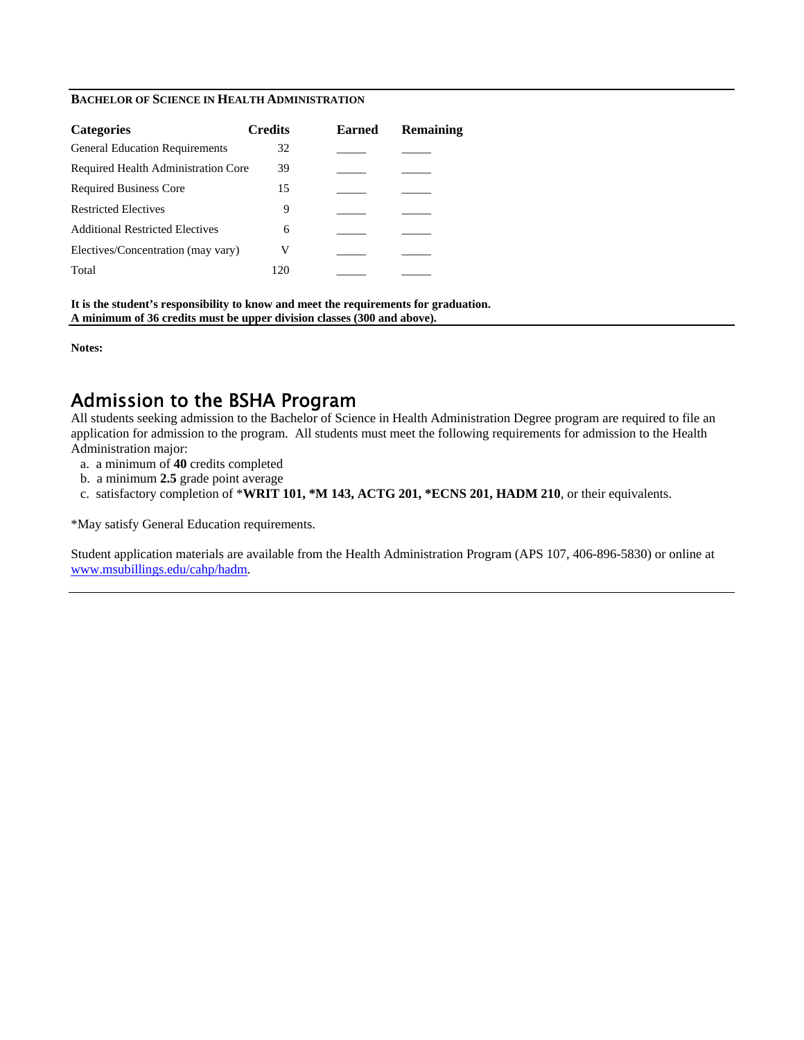**BACHELOR OF SCIENCE IN HEALTH ADMINISTRATION**

| Categories | Credits | Earned | Remaining |
|---|---|---|---|
| General Education Requirements | 32 | _____ | _____ |
| Required Health Administration Core | 39 | _____ | _____ |
| Required Business Core | 15 | _____ | _____ |
| Restricted Electives | 9 | _____ | _____ |
| Additional Restricted Electives | 6 | _____ | _____ |
| Electives/Concentration (may vary) | V | _____ | _____ |
| Total | 120 | _____ | _____ |

**It is the student's responsibility to know and meet the requirements for graduation.**
**A minimum of 36 credits must be upper division classes (300 and above).**

**Notes:**

## Admission to the BSHA Program

All students seeking admission to the Bachelor of Science in Health Administration Degree program are required to file an application for admission to the program. All students must meet the following requirements for admission to the Health Administration major:

a. a minimum of **40** credits completed
b. a minimum **2.5** grade point average
c. satisfactory completion of ***WRIT 101, *M 143, ACTG 201, *ECNS 201, HADM 210**, or their equivalents.

*May satisfy General Education requirements.

Student application materials are available from the Health Administration Program (APS 107, 406-896-5830) or online at www.msubillings.edu/cahp/hadm.